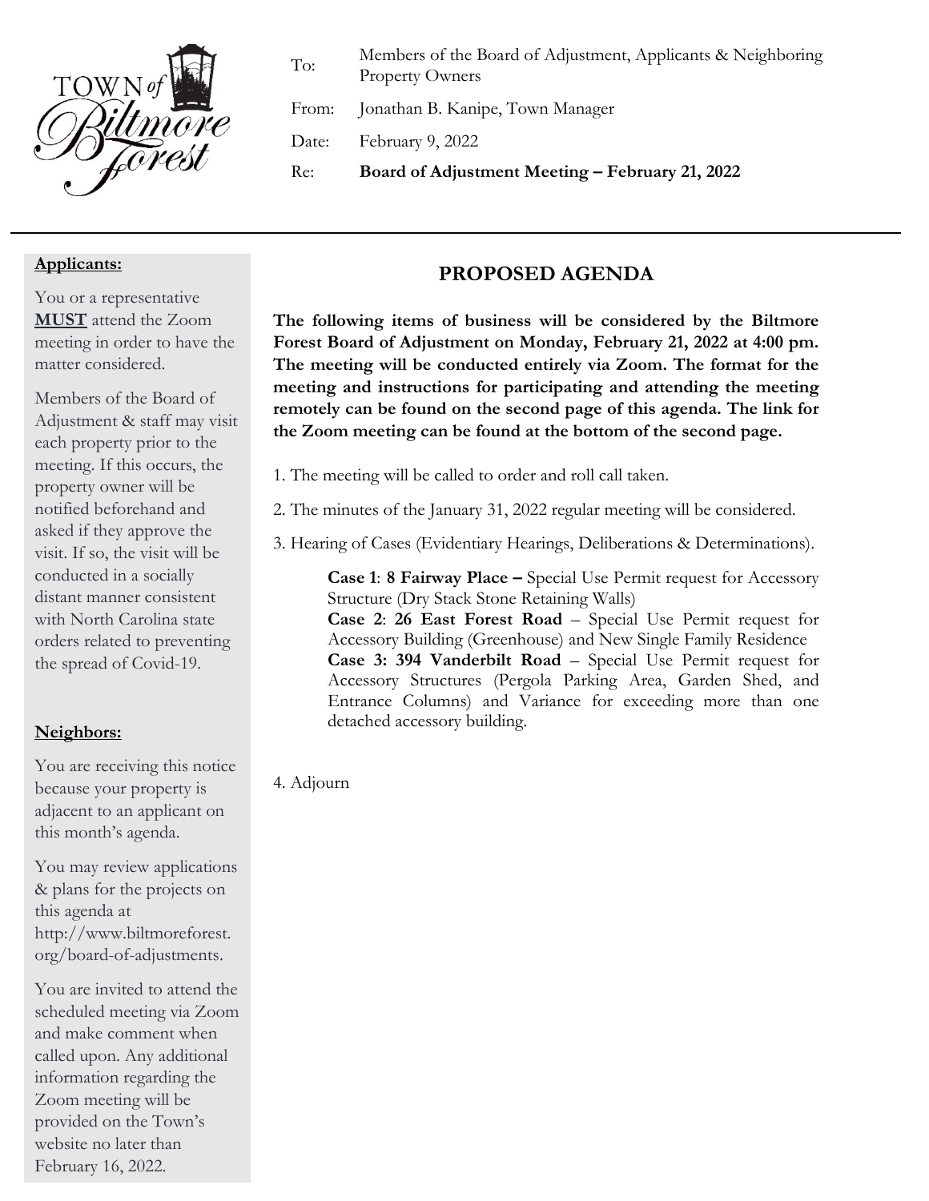TOWN of Biltmore Forest

| | |
|---|---|
| To: | Members of the Board of Adjustment, Applicants & Neighboring Property Owners |
| From: | Jonathan B. Kanipe, Town Manager |
| Date: | February 9, 2022 |
| Re: | **Board of Adjustment Meeting – February 21, 2022** |

## PROPOSED AGENDA

**The following items of business will be considered by the Biltmore Forest Board of Adjustment on Monday, February 21, 2022 at 4:00 pm. The meeting will be conducted entirely via Zoom. The format for the meeting and instructions for participating and attending the meeting remotely can be found on the second page of this agenda. The link for the Zoom meeting can be found at the bottom of the second page.**

1. The meeting will be called to order and roll call taken.

2. The minutes of the January 31, 2022 regular meeting will be considered.

3. Hearing of Cases (Evidentiary Hearings, Deliberations & Determinations).

   **Case 1**: **8 Fairway Place –** Special Use Permit request for Accessory Structure (Dry Stack Stone Retaining Walls)
   **Case 2**: **26 East Forest Road** – Special Use Permit request for Accessory Building (Greenhouse) and New Single Family Residence
   **Case 3: 394 Vanderbilt Road** – Special Use Permit request for Accessory Structures (Pergola Parking Area, Garden Shed, and Entrance Columns) and Variance for exceeding more than one detached accessory building.

4. Adjourn

**Applicants:**

You or a representative **MUST** attend the Zoom meeting in order to have the matter considered.

Members of the Board of Adjustment & staff may visit each property prior to the meeting. If this occurs, the property owner will be notified beforehand and asked if they approve the visit. If so, the visit will be conducted in a socially distant manner consistent with North Carolina state orders related to preventing the spread of Covid-19.

**Neighbors:**

You are receiving this notice because your property is adjacent to an applicant on this month's agenda.

You may review applications & plans for the projects on this agenda at http://www.biltmoreforest.org/board-of-adjustments.

You are invited to attend the scheduled meeting via Zoom and make comment when called upon. Any additional information regarding the Zoom meeting will be provided on the Town's website no later than February 16, 2022.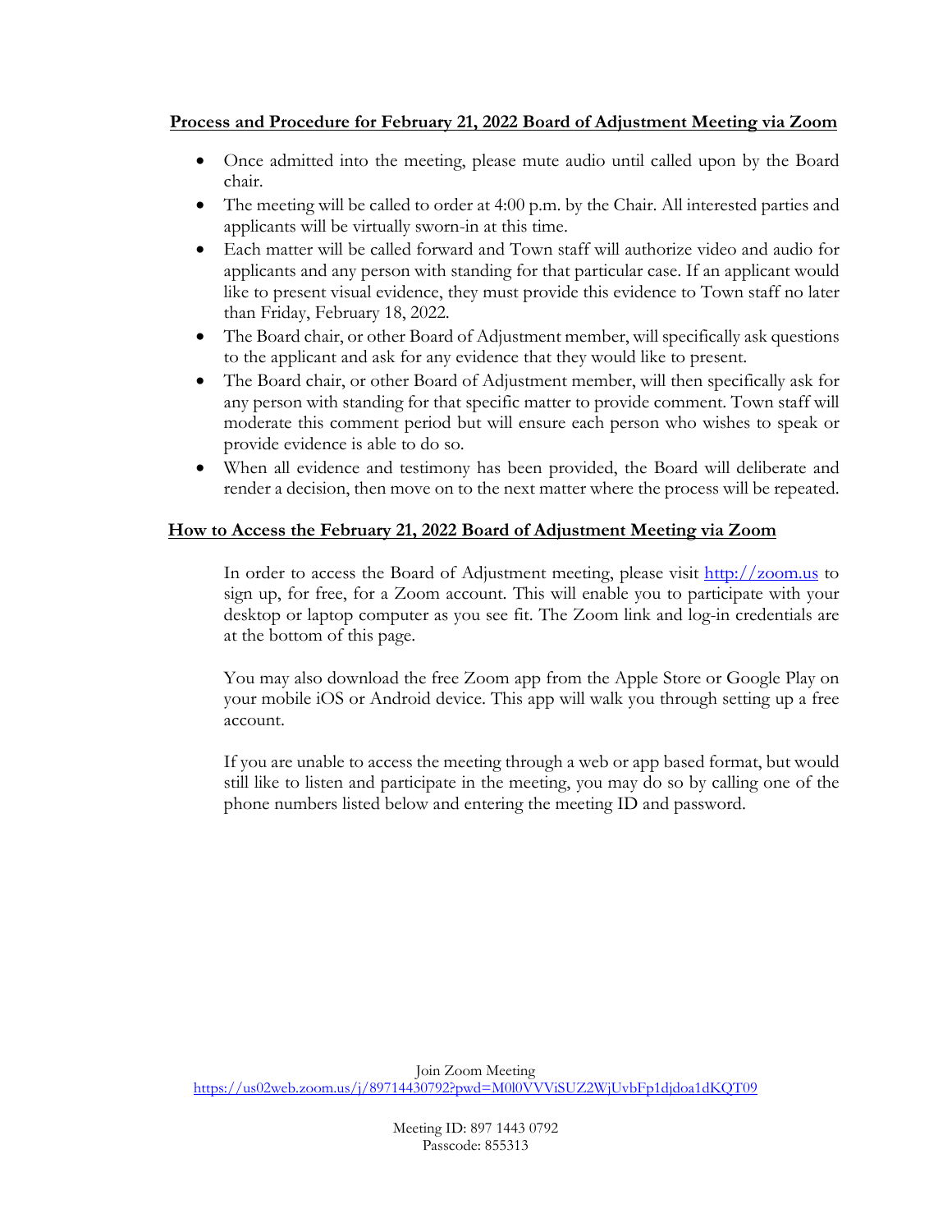## Process and Procedure for February 21, 2022 Board of Adjustment Meeting via Zoom

- Once admitted into the meeting, please mute audio until called upon by the Board chair.
- The meeting will be called to order at 4:00 p.m. by the Chair. All interested parties and applicants will be virtually sworn-in at this time.
- Each matter will be called forward and Town staff will authorize video and audio for applicants and any person with standing for that particular case. If an applicant would like to present visual evidence, they must provide this evidence to Town staff no later than Friday, February 18, 2022.
- The Board chair, or other Board of Adjustment member, will specifically ask questions to the applicant and ask for any evidence that they would like to present.
- The Board chair, or other Board of Adjustment member, will then specifically ask for any person with standing for that specific matter to provide comment. Town staff will moderate this comment period but will ensure each person who wishes to speak or provide evidence is able to do so.
- When all evidence and testimony has been provided, the Board will deliberate and render a decision, then move on to the next matter where the process will be repeated.

## How to Access the February 21, 2022 Board of Adjustment Meeting via Zoom

In order to access the Board of Adjustment meeting, please visit [http://zoom.us](http://zoom.us) to sign up, for free, for a Zoom account. This will enable you to participate with your desktop or laptop computer as you see fit. The Zoom link and log-in credentials are at the bottom of this page.

You may also download the free Zoom app from the Apple Store or Google Play on your mobile iOS or Android device. This app will walk you through setting up a free account.

If you are unable to access the meeting through a web or app based format, but would still like to listen and participate in the meeting, you may do so by calling one of the phone numbers listed below and entering the meeting ID and password.

Join Zoom Meeting
[https://us02web.zoom.us/j/89714430792?pwd=M0l0VVViSUZ2WjUvbFp1djdoa1dKQT09](https://us02web.zoom.us/j/89714430792?pwd=M0l0VVViSUZ2WjUvbFp1djdoa1dKQT09)

Meeting ID: 897 1443 0792
Passcode: 855313